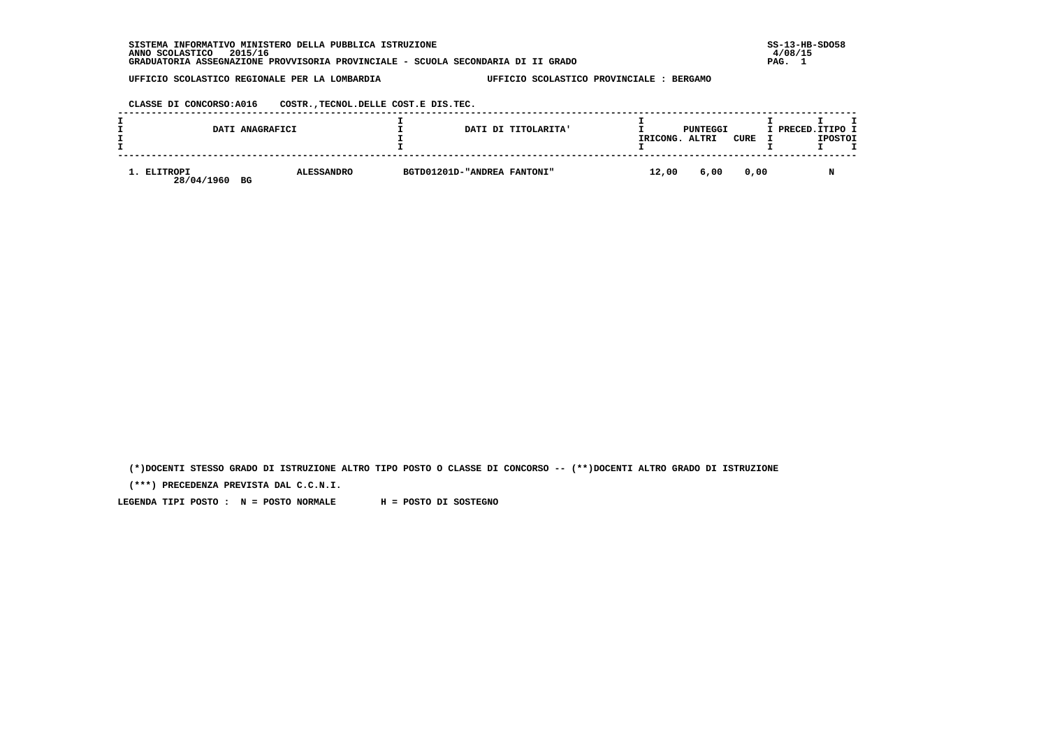SISTEMA INFORMATIVO MINISTERO DELLA PUBBLICA ISTRUZIONE
ANNO SCOLASTICO 2015/16
GRADUATORIA ASSEGNAZIONE PROVVISORIA PROVINCIALE - SCUOLA SECONDARIA DI II GRADO

SS-13-HB-SDO58
4/08/15

UFFICIO SCOLASTICO REGIONALE PER LA LOMBARDIA — UFFICIO SCOLASTICO PROVINCIALE : BERGAMO

CLASSE DI CONCORSO:A016 COSTR.,TECNOL.DELLE COST.E DIS.TEC.

| DATI ANAGRAFICI | | DATI DI TITOLARITA' | PUNTEGGI RICONG. | PUNTEGGI ALTRI | PUNTEGGI CURE | PRECED. | TIPO POSTO |
|---|---|---|---|---|---|---|---|
| 1. ELITROPI 28/04/1960 BG | ALESSANDRO | BGTD01201D-"ANDREA FANTONI" | 12,00 | 6,00 | 0,00 | | N |

(*)DOCENTI STESSO GRADO DI ISTRUZIONE ALTRO TIPO POSTO O CLASSE DI CONCORSO -- (**)DOCENTI ALTRO GRADO DI ISTRUZIONE

(***) PRECEDENZA PREVISTA DAL C.C.N.I.

LEGENDA TIPI POSTO : N = POSTO NORMALE H = POSTO DI SOSTEGNO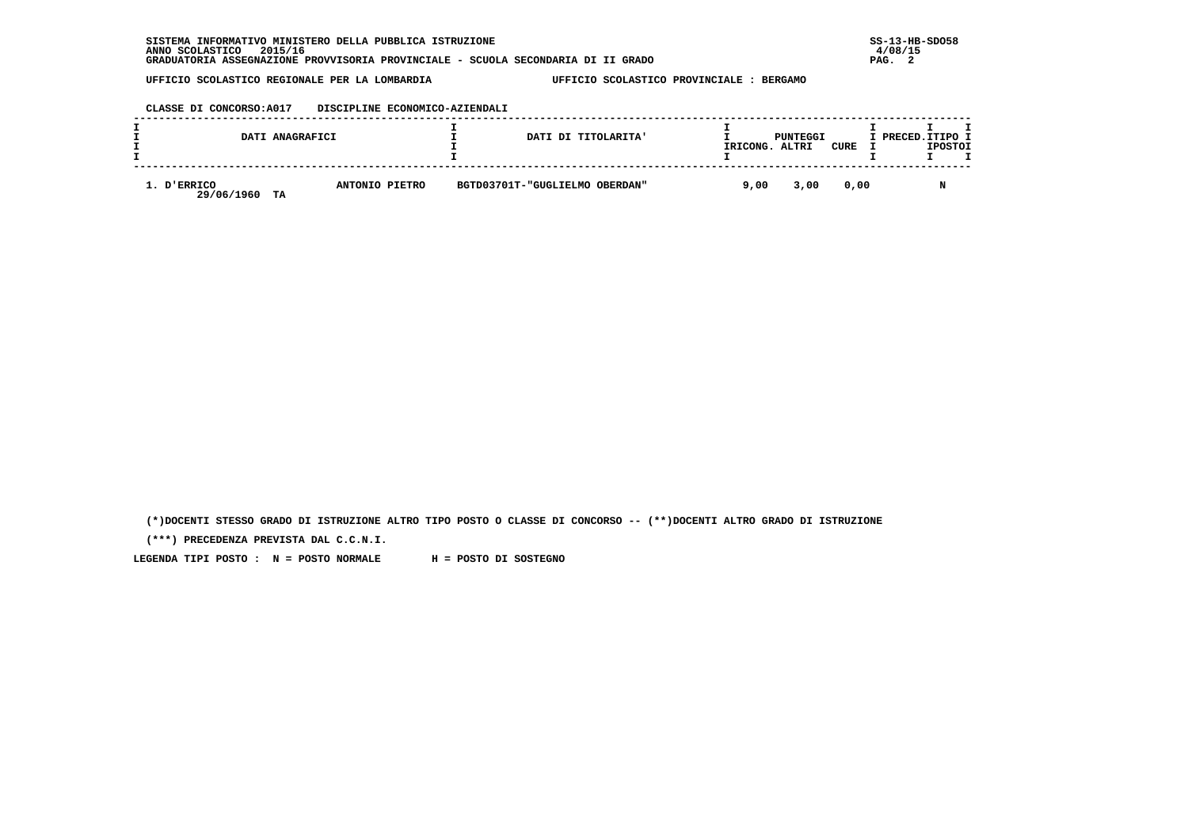SISTEMA INFORMATIVO MINISTERO DELLA PUBBLICA ISTRUZIONE
ANNO SCOLASTICO 2015/16
GRADUATORIA ASSEGNAZIONE PROVVISORIA PROVINCIALE - SCUOLA SECONDARIA DI II GRADO

SS-13-HB-SDO58
4/08/15

UFFICIO SCOLASTICO REGIONALE PER LA LOMBARDIA    UFFICIO SCOLASTICO PROVINCIALE : BERGAMO

CLASSE DI CONCORSO:A017 DISCIPLINE ECONOMICO-AZIENDALI

| DATI ANAGRAFICI | | DATI DI TITOLARITA' | PUNTEGGI | | | PRECED. | TIPO POSTO |
|---|---|---|---|---|---|---|---|
| | | | RICONG. | ALTRI | CURE | | |
| 1. D'ERRICO<br>29/06/1960 TA | ANTONIO PIETRO | BGTD03701T-"GUGLIELMO OBERDAN" | 9,00 | 3,00 | 0,00 | | N |

(*)DOCENTI STESSO GRADO DI ISTRUZIONE ALTRO TIPO POSTO O CLASSE DI CONCORSO -- (**)DOCENTI ALTRO GRADO DI ISTRUZIONE

(***) PRECEDENZA PREVISTA DAL C.C.N.I.

LEGENDA TIPI POSTO : N = POSTO NORMALE H = POSTO DI SOSTEGNO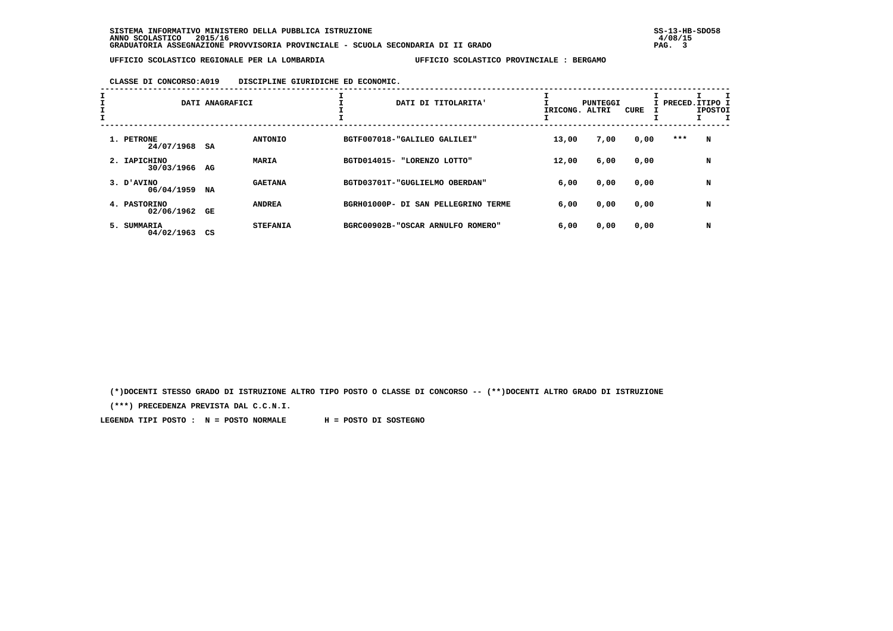**UFFICIO SCOLASTICO REGIONALE PER LA LOMBARDIA** — **UFFICIO SCOLASTICO PROVINCIALE : BERGAMO**

**CLASSE DI CONCORSO:A019 DISCIPLINE GIURIDICHE ED ECONOMIC.**

| DATI ANAGRAFICI | | | DATI DI TITOLARITA' | PUNTEGGI RICONG. | ALTRI | CURE | PRECED. | TIPO POSTO |
|---|---|---|---|---|---|---|---|---|
| 1. PETRONE 24/07/1968 | SA | ANTONIO | BGTF007018-"GALILEO GALILEI" | 13,00 | 7,00 | 0,00 | *** | N |
| 2. IAPICHINO 30/03/1966 | AG | MARIA | BGTD014015- "LORENZO LOTTO" | 12,00 | 6,00 | 0,00 | | N |
| 3. D'AVINO 06/04/1959 | NA | GAETANA | BGTD03701T-"GUGLIELMO OBERDAN" | 6,00 | 0,00 | 0,00 | | N |
| 4. PASTORINO 02/06/1962 | GE | ANDREA | BGRH01000P- DI SAN PELLEGRINO TERME | 6,00 | 0,00 | 0,00 | | N |
| 5. SUMMARIA 04/02/1963 | CS | STEFANIA | BGRC00902B-"OSCAR ARNULFO ROMERO" | 6,00 | 0,00 | 0,00 | | N |

(*)DOCENTI STESSO GRADO DI ISTRUZIONE ALTRO TIPO POSTO O CLASSE DI CONCORSO -- (**)DOCENTI ALTRO GRADO DI ISTRUZIONE

(***) PRECEDENZA PREVISTA DAL C.C.N.I.

LEGENDA TIPI POSTO : N = POSTO NORMALE H = POSTO DI SOSTEGNO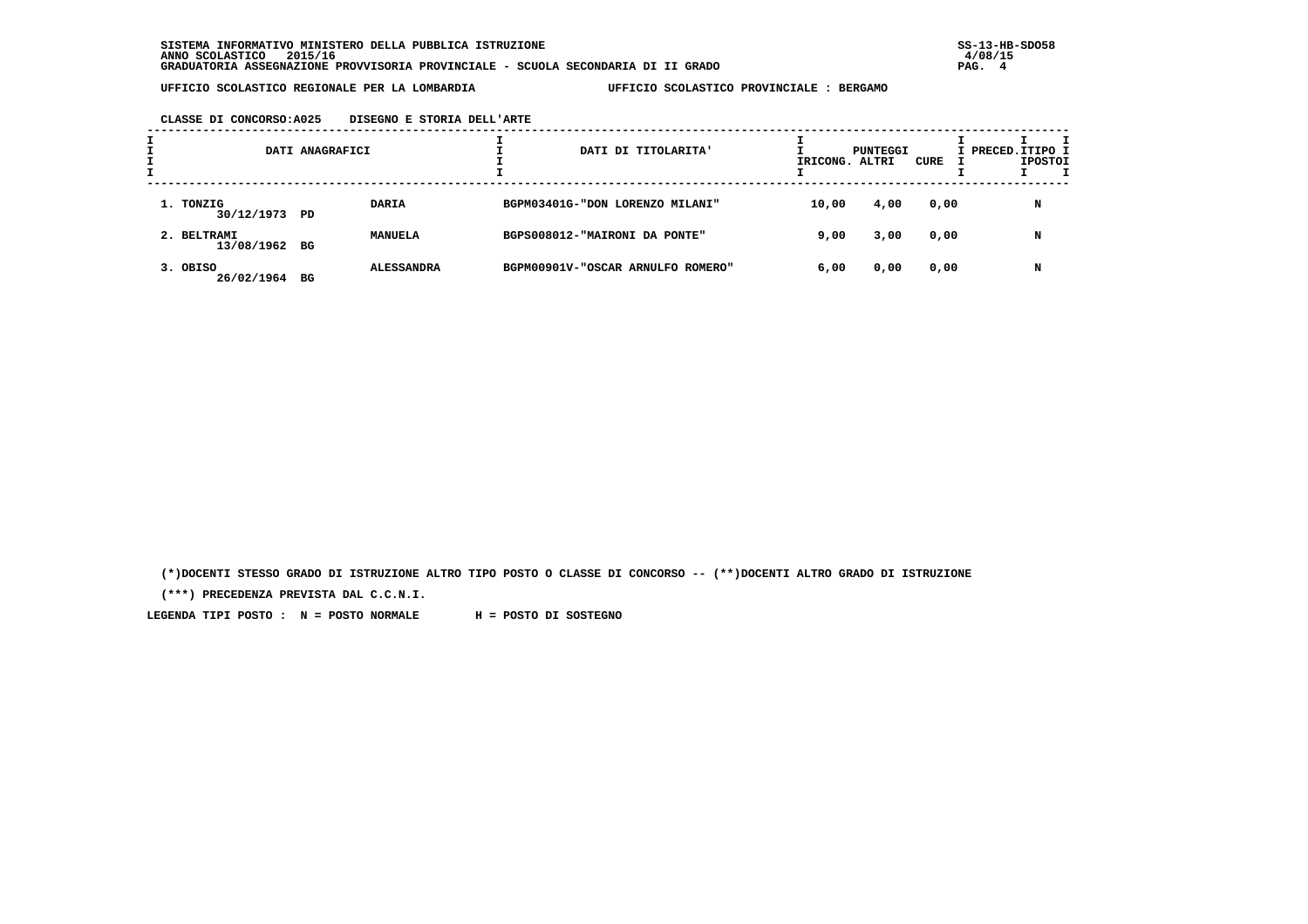SISTEMA INFORMATIVO MINISTERO DELLA PUBBLICA ISTRUZIONE
ANNO SCOLASTICO 2015/16
GRADUATORIA ASSEGNAZIONE PROVVISORIA PROVINCIALE - SCUOLA SECONDARIA DI II GRADO

UFFICIO SCOLASTICO REGIONALE PER LA LOMBARDIA — UFFICIO SCOLASTICO PROVINCIALE : BERGAMO

CLASSE DI CONCORSO:A025 DISEGNO E STORIA DELL'ARTE

| DATI ANAGRAFICI | | | DATI DI TITOLARITA' | PUNTEGGI RICONG. | PUNTEGGI ALTRI | PUNTEGGI CURE | PRECED. | TIPO POSTO |
|---|---|---|---|---|---|---|---|---|
| 1. TONZIG 30/12/1973 | PD | DARIA | BGPM03401G-"DON LORENZO MILANI" | 10,00 | 4,00 | 0,00 | | N |
| 2. BELTRAMI 13/08/1962 | BG | MANUELA | BGPS008012-"MAIRONI DA PONTE" | 9,00 | 3,00 | 0,00 | | N |
| 3. OBISO 26/02/1964 | BG | ALESSANDRA | BGPM00901V-"OSCAR ARNULFO ROMERO" | 6,00 | 0,00 | 0,00 | | N |

(*)DOCENTI STESSO GRADO DI ISTRUZIONE ALTRO TIPO POSTO O CLASSE DI CONCORSO -- (**)DOCENTI ALTRO GRADO DI ISTRUZIONE

(***) PRECEDENZA PREVISTA DAL C.C.N.I.

LEGENDA TIPI POSTO : N = POSTO NORMALE H = POSTO DI SOSTEGNO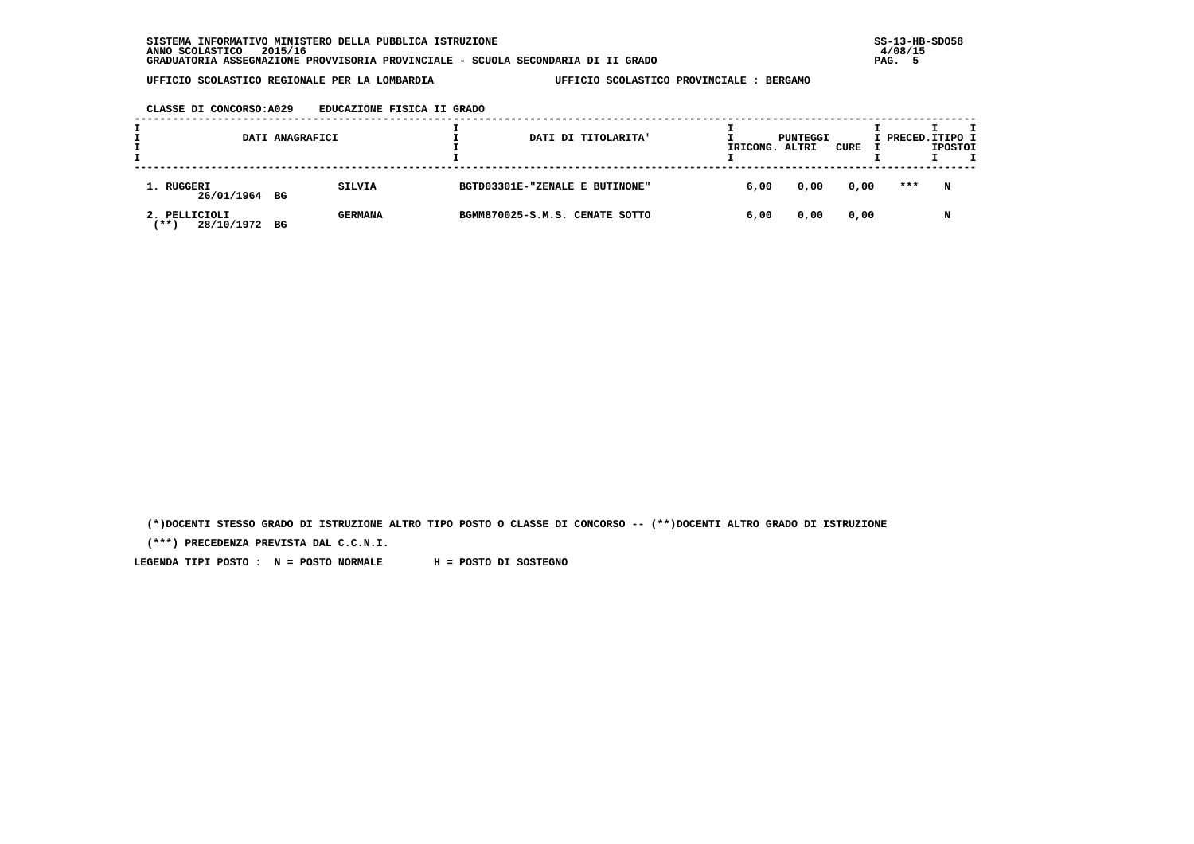SISTEMA INFORMATIVO MINISTERO DELLA PUBBLICA ISTRUZIONE
ANNO SCOLASTICO 2015/16
GRADUATORIA ASSEGNAZIONE PROVVISORIA PROVINCIALE - SCUOLA SECONDARIA DI II GRADO

UFFICIO SCOLASTICO REGIONALE PER LA LOMBARDIA — UFFICIO SCOLASTICO PROVINCIALE : BERGAMO

CLASSE DI CONCORSO:A029 EDUCAZIONE FISICA II GRADO

| DATI ANAGRAFICI | | DATI DI TITOLARITA' | PUNTEGGI RICONG. | ALTRI | CURE | PRECED. | TIPO POSTO |
|---|---|---|---|---|---|---|---|
| 1. RUGGERI 26/01/1964 BG | SILVIA | BGTD03301E-"ZENALE E BUTINONE" | 6,00 | 0,00 | 0,00 | *** | N |
| 2. PELLICIOLI (**) 28/10/1972 BG | GERMANA | BGMM870025-S.M.S. CENATE SOTTO | 6,00 | 0,00 | 0,00 | | N |

(*)DOCENTI STESSO GRADO DI ISTRUZIONE ALTRO TIPO POSTO O CLASSE DI CONCORSO -- (**)DOCENTI ALTRO GRADO DI ISTRUZIONE

(***) PRECEDENZA PREVISTA DAL C.C.N.I.

LEGENDA TIPI POSTO : N = POSTO NORMALE H = POSTO DI SOSTEGNO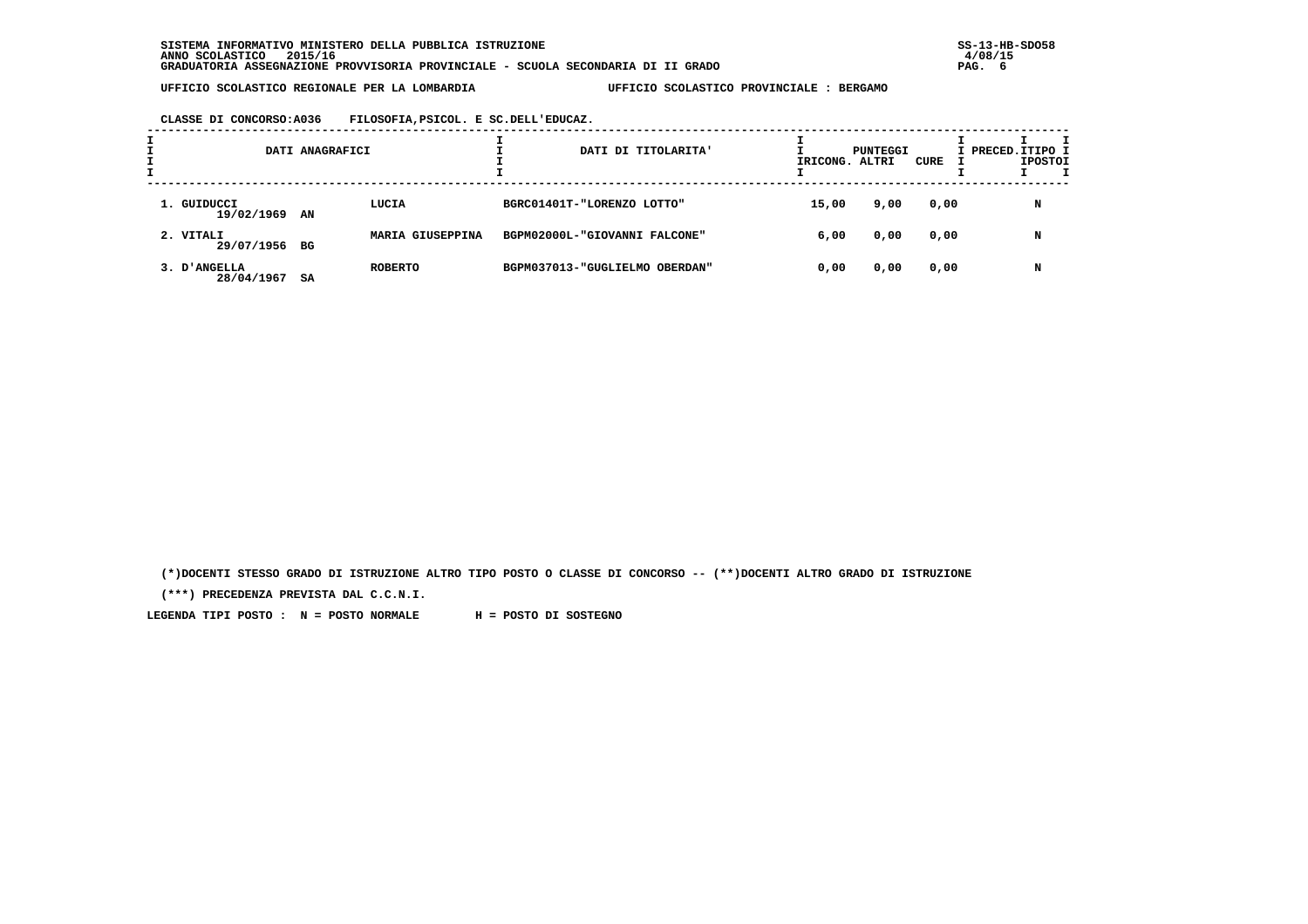SISTEMA INFORMATIVO MINISTERO DELLA PUBBLICA ISTRUZIONE
ANNO SCOLASTICO 2015/16
GRADUATORIA ASSEGNAZIONE PROVVISORIA PROVINCIALE - SCUOLA SECONDARIA DI II GRADO

UFFICIO SCOLASTICO REGIONALE PER LA LOMBARDIA — UFFICIO SCOLASTICO PROVINCIALE : BERGAMO

CLASSE DI CONCORSO:A036 FILOSOFIA,PSICOL. E SC.DELL'EDUCAZ.

| DATI ANAGRAFICI | | | DATI DI TITOLARITA' | PUNTEGGI RICONG. | PUNTEGGI ALTRI | PUNTEGGI CURE | PRECED. | TIPO POSTO |
|---|---|---|---|---|---|---|---|---|
| 1. GUIDUCCI 19/02/1969 | AN | LUCIA | BGRC01401T-"LORENZO LOTTO" | 15,00 | 9,00 | 0,00 | | N |
| 2. VITALI 29/07/1956 | BG | MARIA GIUSEPPINA | BGPM02000L-"GIOVANNI FALCONE" | 6,00 | 0,00 | 0,00 | | N |
| 3. D'ANGELLA 28/04/1967 | SA | ROBERTO | BGPM037013-"GUGLIELMO OBERDAN" | 0,00 | 0,00 | 0,00 | | N |

(*)DOCENTI STESSO GRADO DI ISTRUZIONE ALTRO TIPO POSTO O CLASSE DI CONCORSO -- (**)DOCENTI ALTRO GRADO DI ISTRUZIONE

(***) PRECEDENZA PREVISTA DAL C.C.N.I.

LEGENDA TIPI POSTO : N = POSTO NORMALE H = POSTO DI SOSTEGNO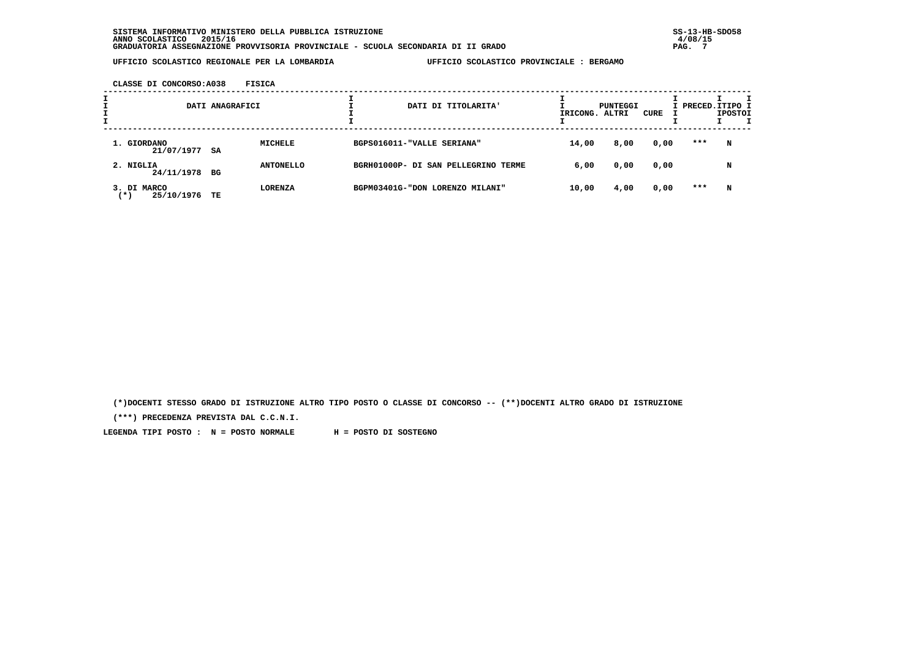SISTEMA INFORMATIVO MINISTERO DELLA PUBBLICA ISTRUZIONE
ANNO SCOLASTICO 2015/16
GRADUATORIA ASSEGNAZIONE PROVVISORIA PROVINCIALE - SCUOLA SECONDARIA DI II GRADO

UFFICIO SCOLASTICO REGIONALE PER LA LOMBARDIA — UFFICIO SCOLASTICO PROVINCIALE : BERGAMO

CLASSE DI CONCORSO:A038 FISICA

| DATI ANAGRAFICI | | | DATI DI TITOLARITA' | PUNTEGGI | | | PRECED. | TIPO POSTO |
|---|---|---|---|---|---|---|---|---|
| | | | | RICONG. | ALTRI | CURE | | |
| 1. GIORDANO 21/07/1977 | SA | MICHELE | BGPS016011-"VALLE SERIANA" | 14,00 | 8,00 | 0,00 | *** | N |
| 2. NIGLIA 24/11/1978 | BG | ANTONELLO | BGRH01000P- DI SAN PELLEGRINO TERME | 6,00 | 0,00 | 0,00 | | N |
| 3. DI MARCO (*) 25/10/1976 | TE | LORENZA | BGPM03401G-"DON LORENZO MILANI" | 10,00 | 4,00 | 0,00 | *** | N |

(*)DOCENTI STESSO GRADO DI ISTRUZIONE ALTRO TIPO POSTO O CLASSE DI CONCORSO -- (**)DOCENTI ALTRO GRADO DI ISTRUZIONE

(***) PRECEDENZA PREVISTA DAL C.C.N.I.

LEGENDA TIPI POSTO : N = POSTO NORMALE H = POSTO DI SOSTEGNO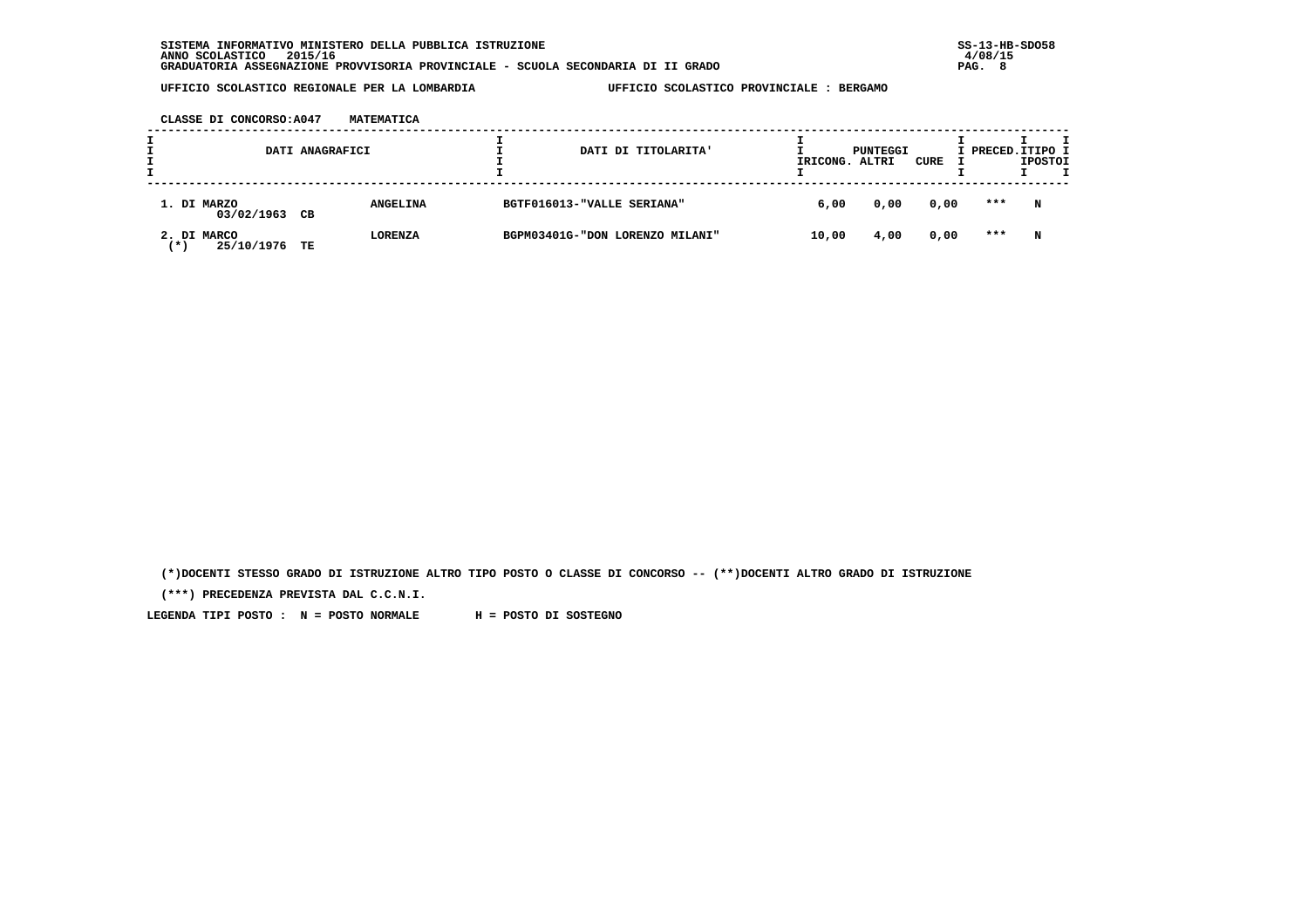SISTEMA INFORMATIVO MINISTERO DELLA PUBBLICA ISTRUZIONE
ANNO SCOLASTICO 2015/16
GRADUATORIA ASSEGNAZIONE PROVVISORIA PROVINCIALE - SCUOLA SECONDARIA DI II GRADO

UFFICIO SCOLASTICO REGIONALE PER LA LOMBARDIA — UFFICIO SCOLASTICO PROVINCIALE : BERGAMO

CLASSE DI CONCORSO:A047 MATEMATICA

| DATI ANAGRAFICI | | DATI DI TITOLARITA' | PUNTEGGI RICONG. | PUNTEGGI ALTRI | PUNTEGGI CURE | PRECED. | TIPO POSTO |
|---|---|---|---|---|---|---|---|
| 1. DI MARZO 03/02/1963 CB | ANGELINA | BGTF016013-"VALLE SERIANA" | 6,00 | 0,00 | 0,00 | *** | N |
| 2. DI MARCO (*) 25/10/1976 TE | LORENZA | BGPM03401G-"DON LORENZO MILANI" | 10,00 | 4,00 | 0,00 | *** | N |

(*)DOCENTI STESSO GRADO DI ISTRUZIONE ALTRO TIPO POSTO O CLASSE DI CONCORSO -- (**)DOCENTI ALTRO GRADO DI ISTRUZIONE

(***) PRECEDENZA PREVISTA DAL C.C.N.I.

LEGENDA TIPI POSTO : N = POSTO NORMALE H = POSTO DI SOSTEGNO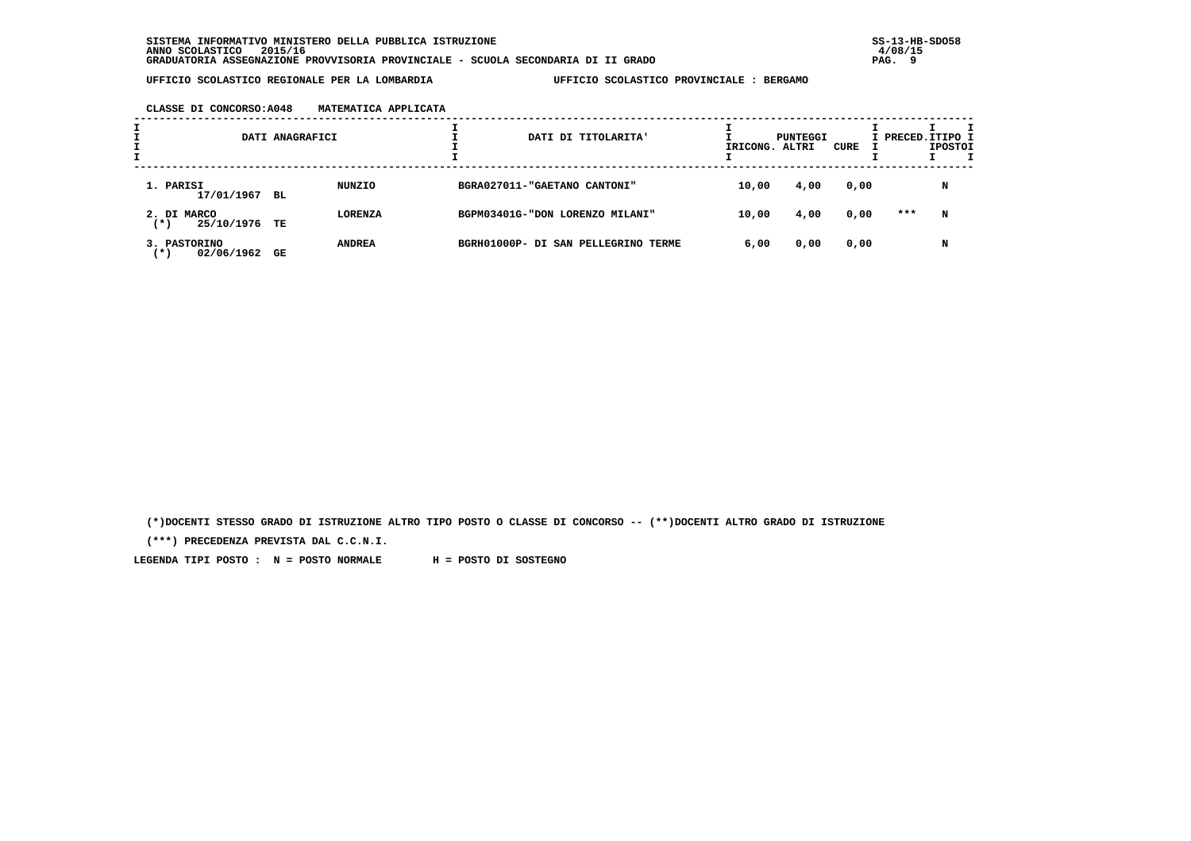SISTEMA INFORMATIVO MINISTERO DELLA PUBBLICA ISTRUZIONE
ANNO SCOLASTICO 2015/16
GRADUATORIA ASSEGNAZIONE PROVVISORIA PROVINCIALE - SCUOLA SECONDARIA DI II GRADO

UFFICIO SCOLASTICO REGIONALE PER LA LOMBARDIA — UFFICIO SCOLASTICO PROVINCIALE : BERGAMO

CLASSE DI CONCORSO:A048 MATEMATICA APPLICATA

| DATI ANAGRAFICI | | DATI DI TITOLARITA' | PUNTEGGI RICONG. | PUNTEGGI ALTRI | PUNTEGGI CURE | PRECED. | TIPO POSTO |
|---|---|---|---|---|---|---|---|
| 1. PARISI 17/01/1967 BL | NUNZIO | BGRA027011-"GAETANO CANTONI" | 10,00 | 4,00 | 0,00 | | N |
| 2. DI MARCO (*) 25/10/1976 TE | LORENZA | BGPM03401G-"DON LORENZO MILANI" | 10,00 | 4,00 | 0,00 | *** | N |
| 3. PASTORINO (*) 02/06/1962 GE | ANDREA | BGRH01000P- DI SAN PELLEGRINO TERME | 6,00 | 0,00 | 0,00 | | N |

(*)DOCENTI STESSO GRADO DI ISTRUZIONE ALTRO TIPO POSTO O CLASSE DI CONCORSO -- (**)DOCENTI ALTRO GRADO DI ISTRUZIONE

(***) PRECEDENZA PREVISTA DAL C.C.N.I.

LEGENDA TIPI POSTO : N = POSTO NORMALE H = POSTO DI SOSTEGNO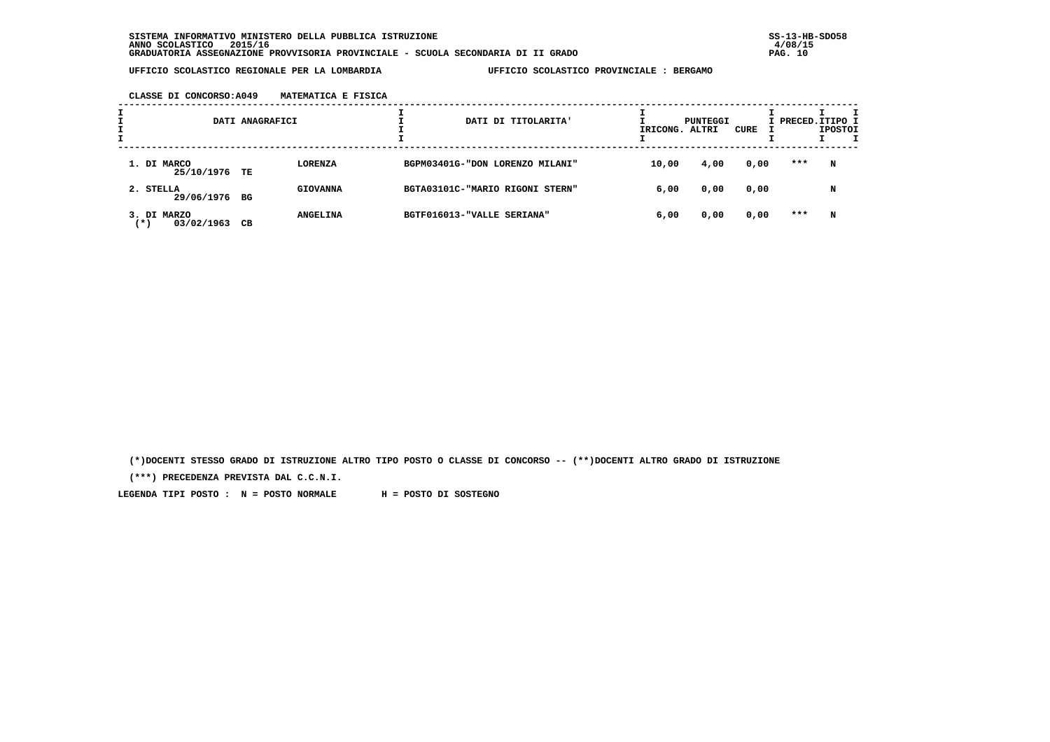SISTEMA INFORMATIVO MINISTERO DELLA PUBBLICA ISTRUZIONE
ANNO SCOLASTICO 2015/16
GRADUATORIA ASSEGNAZIONE PROVVISORIA PROVINCIALE - SCUOLA SECONDARIA DI II GRADO

UFFICIO SCOLASTICO REGIONALE PER LA LOMBARDIA — UFFICIO SCOLASTICO PROVINCIALE : BERGAMO

CLASSE DI CONCORSO:A049 MATEMATICA E FISICA

| DATI ANAGRAFICI | | | DATI DI TITOLARITA' | PUNTEGGI RICONG. | PUNTEGGI ALTRI | PUNTEGGI CURE | PRECED. | TIPO POSTO |
|---|---|---|---|---|---|---|---|---|
| 1. DI MARCO 25/10/1976 | TE | LORENZA | BGPM03401G-"DON LORENZO MILANI" | 10,00 | 4,00 | 0,00 | *** | N |
| 2. STELLA 29/06/1976 | BG | GIOVANNA | BGTA03101C-"MARIO RIGONI STERN" | 6,00 | 0,00 | 0,00 | | N |
| 3. DI MARZO (*) 03/02/1963 | CB | ANGELINA | BGTF016013-"VALLE SERIANA" | 6,00 | 0,00 | 0,00 | *** | N |

(*)DOCENTI STESSO GRADO DI ISTRUZIONE ALTRO TIPO POSTO O CLASSE DI CONCORSO -- (**)DOCENTI ALTRO GRADO DI ISTRUZIONE

(***) PRECEDENZA PREVISTA DAL C.C.N.I.

LEGENDA TIPI POSTO : N = POSTO NORMALE H = POSTO DI SOSTEGNO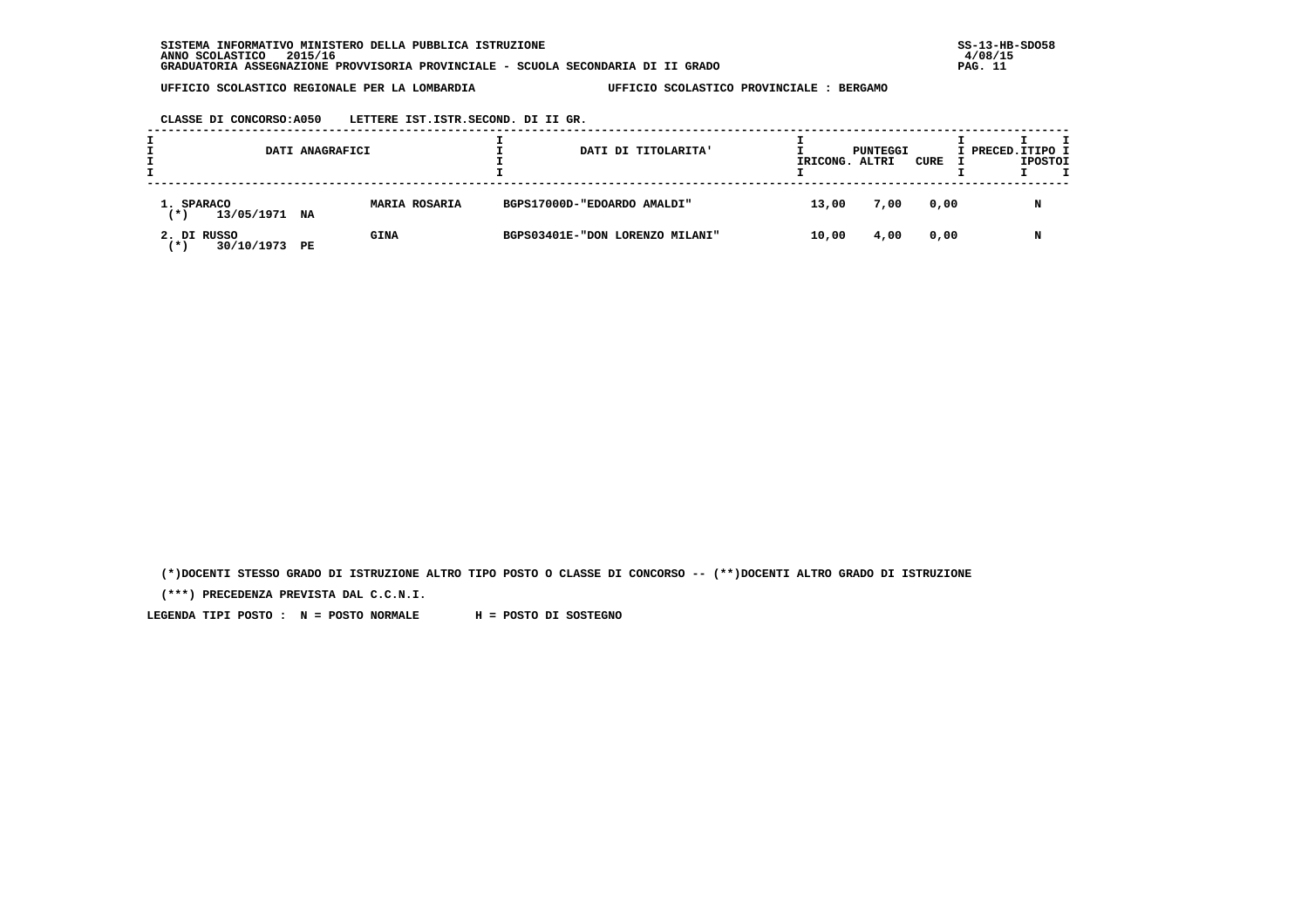**SISTEMA INFORMATIVO MINISTERO DELLA PUBBLICA ISTRUZIONE**
**ANNO SCOLASTICO 2015/16**
**GRADUATORIA ASSEGNAZIONE PROVVISORIA PROVINCIALE - SCUOLA SECONDARIA DI II GRADO**

SS-13-HB-SDO58
4/08/15

**UFFICIO SCOLASTICO REGIONALE PER LA LOMBARDIA** — **UFFICIO SCOLASTICO PROVINCIALE : BERGAMO**

**CLASSE DI CONCORSO:A050 LETTERE IST.ISTR.SECOND. DI II GR.**

| DATI ANAGRAFICI | | DATI DI TITOLARITA' | PUNTEGGI RICONG. | PUNTEGGI ALTRI | PUNTEGGI CURE | PRECED. | TIPO POSTO |
|---|---|---|---|---|---|---|---|
| 1. SPARACO (*) 13/05/1971 NA | MARIA ROSARIA | BGPS17000D-"EDOARDO AMALDI" | 13,00 | 7,00 | 0,00 | | N |
| 2. DI RUSSO (*) 30/10/1973 PE | GINA | BGPS03401E-"DON LORENZO MILANI" | 10,00 | 4,00 | 0,00 | | N |

(*)DOCENTI STESSO GRADO DI ISTRUZIONE ALTRO TIPO POSTO O CLASSE DI CONCORSO -- (**)DOCENTI ALTRO GRADO DI ISTRUZIONE

(***) PRECEDENZA PREVISTA DAL C.C.N.I.

LEGENDA TIPI POSTO : N = POSTO NORMALE H = POSTO DI SOSTEGNO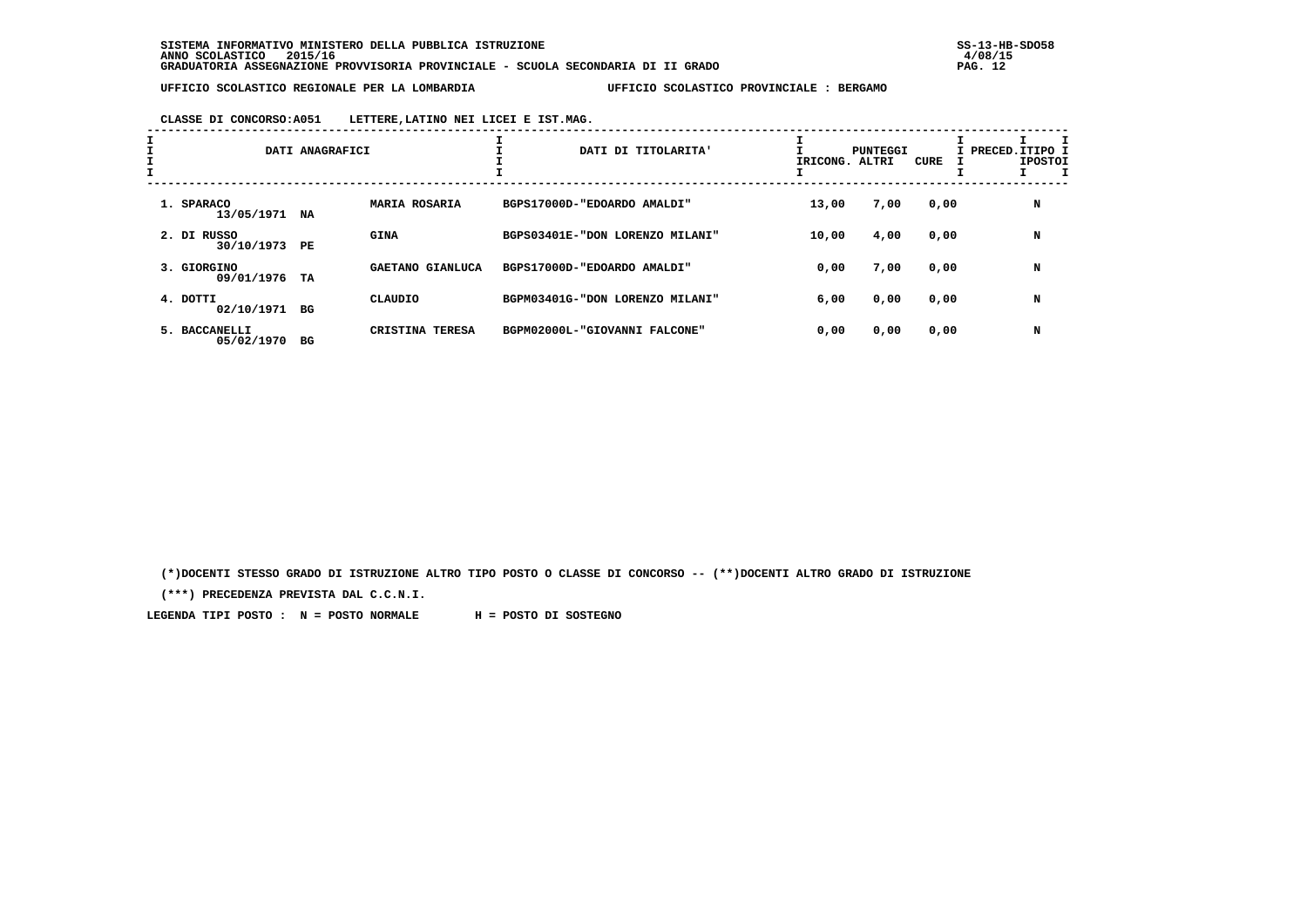SISTEMA INFORMATIVO MINISTERO DELLA PUBBLICA ISTRUZIONE
ANNO SCOLASTICO 2015/16
GRADUATORIA ASSEGNAZIONE PROVVISORIA PROVINCIALE - SCUOLA SECONDARIA DI II GRADO

UFFICIO SCOLASTICO REGIONALE PER LA LOMBARDIA — UFFICIO SCOLASTICO PROVINCIALE : BERGAMO

CLASSE DI CONCORSO:A051 LETTERE,LATINO NEI LICEI E IST.MAG.

| DATI ANAGRAFICI | | | DATI DI TITOLARITA' | PUNTEGGI RICONG. | ALTRI | CURE | PRECED. | TIPO POSTO |
|---|---|---|---|---|---|---|---|---|
| 1. SPARACO 13/05/1971 | NA | MARIA ROSARIA | BGPS17000D-"EDOARDO AMALDI" | 13,00 | 7,00 | 0,00 | | N |
| 2. DI RUSSO 30/10/1973 | PE | GINA | BGPS03401E-"DON LORENZO MILANI" | 10,00 | 4,00 | 0,00 | | N |
| 3. GIORGINO 09/01/1976 | TA | GAETANO GIANLUCA | BGPS17000D-"EDOARDO AMALDI" | 0,00 | 7,00 | 0,00 | | N |
| 4. DOTTI 02/10/1971 | BG | CLAUDIO | BGPM03401G-"DON LORENZO MILANI" | 6,00 | 0,00 | 0,00 | | N |
| 5. BACCANELLI 05/02/1970 | BG | CRISTINA TERESA | BGPM02000L-"GIOVANNI FALCONE" | 0,00 | 0,00 | 0,00 | | N |

(*)DOCENTI STESSO GRADO DI ISTRUZIONE ALTRO TIPO POSTO O CLASSE DI CONCORSO -- (**)DOCENTI ALTRO GRADO DI ISTRUZIONE

(***) PRECEDENZA PREVISTA DAL C.C.N.I.

LEGENDA TIPI POSTO : N = POSTO NORMALE H = POSTO DI SOSTEGNO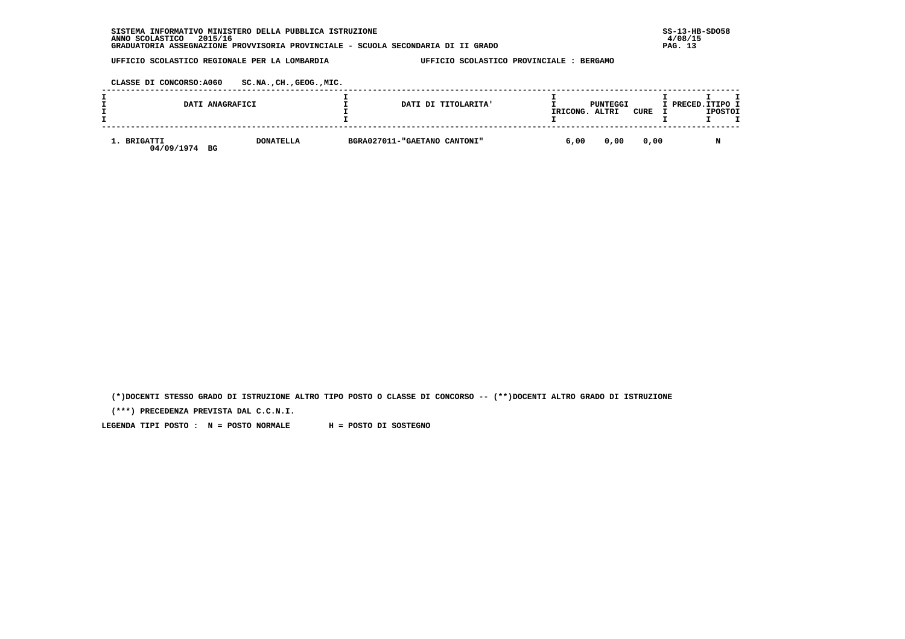SISTEMA INFORMATIVO MINISTERO DELLA PUBBLICA ISTRUZIONE
ANNO SCOLASTICO 2015/16
GRADUATORIA ASSEGNAZIONE PROVVISORIA PROVINCIALE - SCUOLA SECONDARIA DI II GRADO

UFFICIO SCOLASTICO REGIONALE PER LA LOMBARDIA — UFFICIO SCOLASTICO PROVINCIALE : BERGAMO

CLASSE DI CONCORSO:A060 SC.NA.,CH.,GEOG.,MIC.

| DATI ANAGRAFICI | | DATI DI TITOLARITA' | PUNTEGGI RICONG. | ALTRI | CURE | PRECED. | TIPO POSTO |
|---|---|---|---|---|---|---|---|
| 1. BRIGATTI 04/09/1974 BG | DONATELLA | BGRA027011-"GAETANO CANTONI" | 6,00 | 0,00 | 0,00 | | N |

(*)DOCENTI STESSO GRADO DI ISTRUZIONE ALTRO TIPO POSTO O CLASSE DI CONCORSO -- (**)DOCENTI ALTRO GRADO DI ISTRUZIONE

(***) PRECEDENZA PREVISTA DAL C.C.N.I.

LEGENDA TIPI POSTO : N = POSTO NORMALE H = POSTO DI SOSTEGNO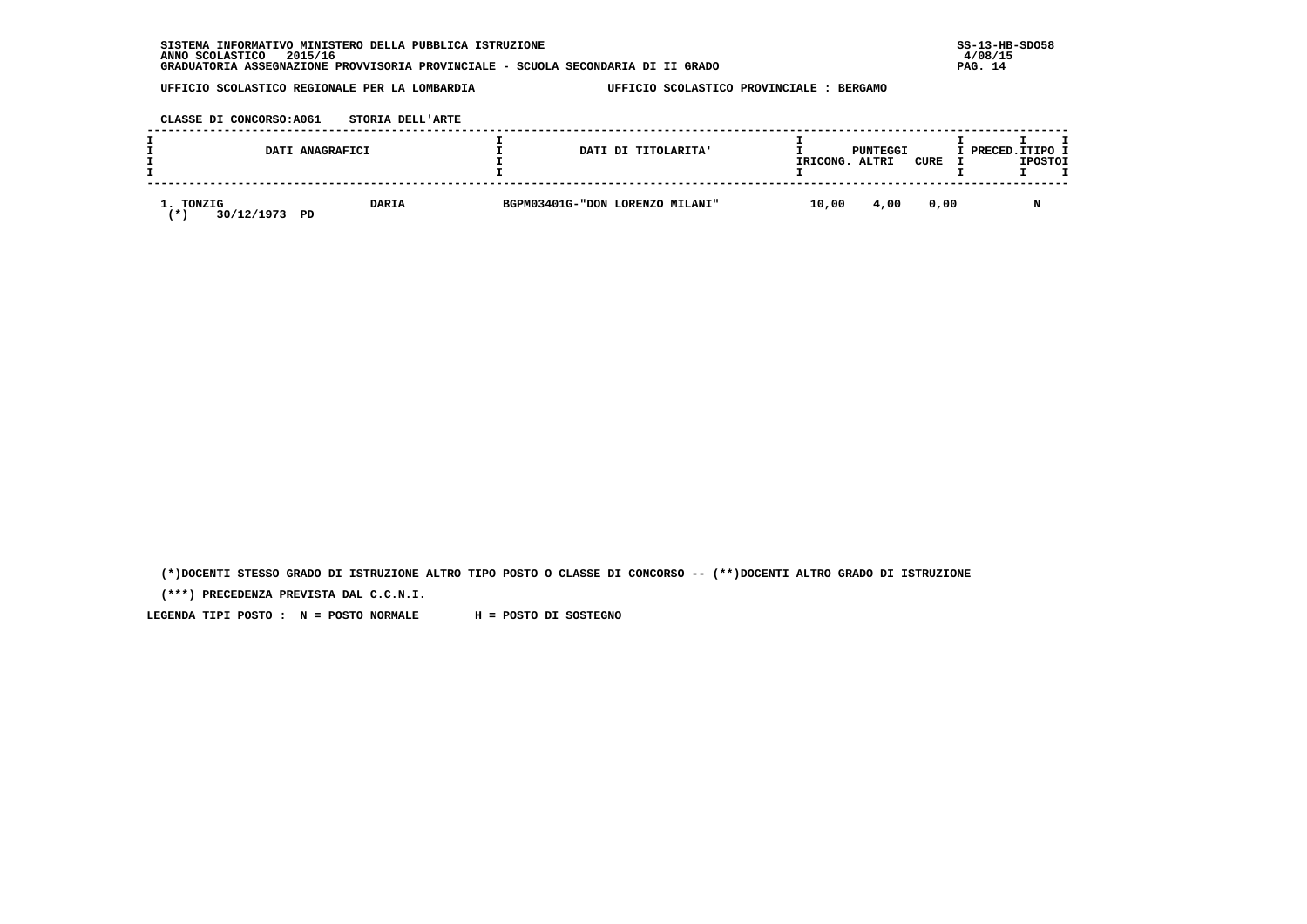SISTEMA INFORMATIVO MINISTERO DELLA PUBBLICA ISTRUZIONE
ANNO SCOLASTICO 2015/16
GRADUATORIA ASSEGNAZIONE PROVVISORIA PROVINCIALE - SCUOLA SECONDARIA DI II GRADO

UFFICIO SCOLASTICO REGIONALE PER LA LOMBARDIA — UFFICIO SCOLASTICO PROVINCIALE : BERGAMO

CLASSE DI CONCORSO:A061 STORIA DELL'ARTE

| DATI ANAGRAFICI | | DATI DI TITOLARITA' | PUNTEGGI RICONG. | PUNTEGGI ALTRI | PUNTEGGI CURE | PRECED. | TIPO POSTO |
|---|---|---|---|---|---|---|---|
| 1. TONZIG<br>(*) 30/12/1973 PD | DARIA | BGPM03401G-"DON LORENZO MILANI" | 10,00 | 4,00 | 0,00 | | N |

(*)DOCENTI STESSO GRADO DI ISTRUZIONE ALTRO TIPO POSTO O CLASSE DI CONCORSO -- (**)DOCENTI ALTRO GRADO DI ISTRUZIONE

(***) PRECEDENZA PREVISTA DAL C.C.N.I.

LEGENDA TIPI POSTO : N = POSTO NORMALE H = POSTO DI SOSTEGNO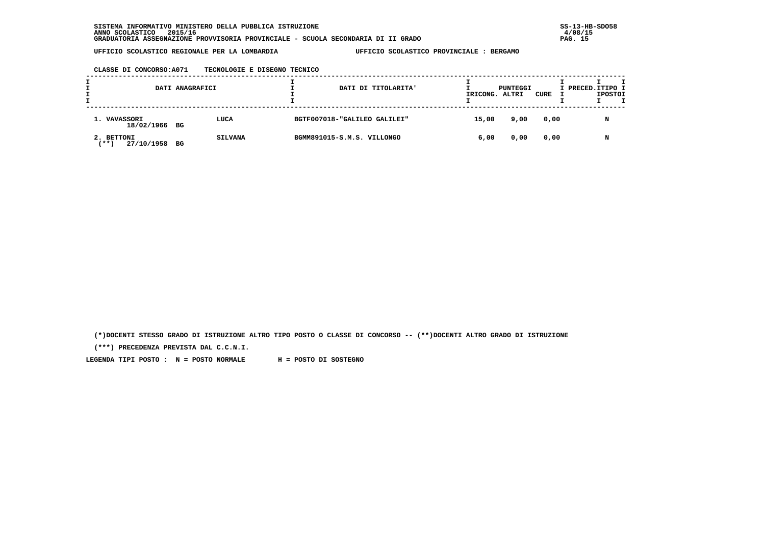SISTEMA INFORMATIVO MINISTERO DELLA PUBBLICA ISTRUZIONE
ANNO SCOLASTICO 2015/16
GRADUATORIA ASSEGNAZIONE PROVVISORIA PROVINCIALE - SCUOLA SECONDARIA DI II GRADO

UFFICIO SCOLASTICO REGIONALE PER LA LOMBARDIA — UFFICIO SCOLASTICO PROVINCIALE : BERGAMO

CLASSE DI CONCORSO:A071 TECNOLOGIE E DISEGNO TECNICO

| DATI ANAGRAFICI | | DATI DI TITOLARITA' | PUNTEGGI RICONG. | PUNTEGGI ALTRI | PUNTEGGI CURE | PRECED. | TIPO POSTO |
|---|---|---|---|---|---|---|---|
| 1. VAVASSORI 18/02/1966 BG | LUCA | BGTF007018-"GALILEO GALILEI" | 15,00 | 9,00 | 0,00 | | N |
| 2. BETTONI (**) 27/10/1958 BG | SILVANA | BGMM891015-S.M.S. VILLONGO | 6,00 | 0,00 | 0,00 | | N |

(*)DOCENTI STESSO GRADO DI ISTRUZIONE ALTRO TIPO POSTO O CLASSE DI CONCORSO -- (**)DOCENTI ALTRO GRADO DI ISTRUZIONE

(***) PRECEDENZA PREVISTA DAL C.C.N.I.

LEGENDA TIPI POSTO : N = POSTO NORMALE H = POSTO DI SOSTEGNO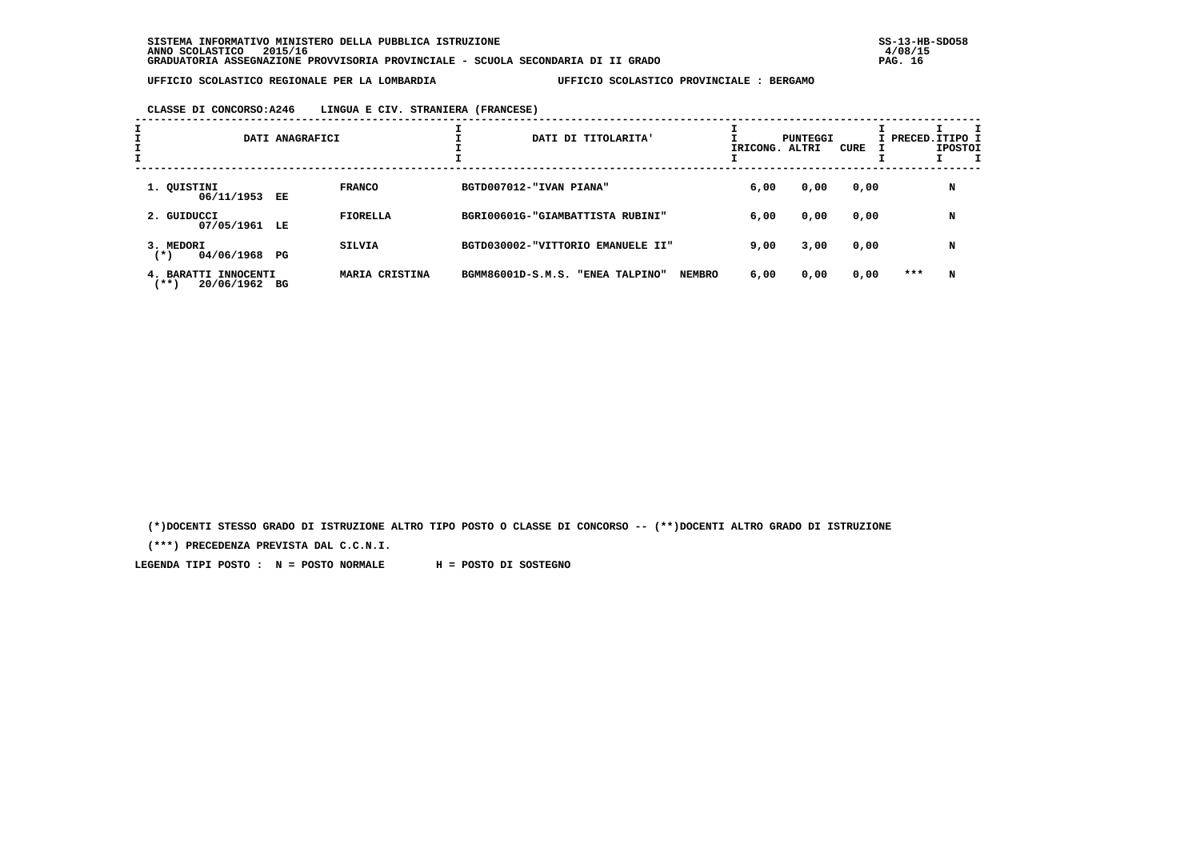SISTEMA INFORMATIVO MINISTERO DELLA PUBBLICA ISTRUZIONE
ANNO SCOLASTICO 2015/16
GRADUATORIA ASSEGNAZIONE PROVVISORIA PROVINCIALE - SCUOLA SECONDARIA DI II GRADO

UFFICIO SCOLASTICO REGIONALE PER LA LOMBARDIA — UFFICIO SCOLASTICO PROVINCIALE : BERGAMO

CLASSE DI CONCORSO:A246 LINGUA E CIV. STRANIERA (FRANCESE)

| DATI ANAGRAFICI | | DATI DI TITOLARITA' | PUNTEGGI RICONG. | ALTRI | CURE | PRECED. | TIPO POSTO |
|---|---|---|---|---|---|---|---|
| 1. QUISTINI 06/11/1953 EE | FRANCO | BGTD007012-"IVAN PIANA" | 6,00 | 0,00 | 0,00 | | N |
| 2. GUIDUCCI 07/05/1961 LE | FIORELLA | BGRI00601G-"GIAMBATTISTA RUBINI" | 6,00 | 0,00 | 0,00 | | N |
| 3. MEDORI (*) 04/06/1968 PG | SILVIA | BGTD030002-"VITTORIO EMANUELE II" | 9,00 | 3,00 | 0,00 | | N |
| 4. BARATTI INNOCENTI (**) 20/06/1962 BG | MARIA CRISTINA | BGMM86001D-S.M.S. "ENEA TALPINO" NEMBRO | 6,00 | 0,00 | 0,00 | *** | N |

(*)DOCENTI STESSO GRADO DI ISTRUZIONE ALTRO TIPO POSTO O CLASSE DI CONCORSO -- (**)DOCENTI ALTRO GRADO DI ISTRUZIONE

(***) PRECEDENZA PREVISTA DAL C.C.N.I.

LEGENDA TIPI POSTO : N = POSTO NORMALE H = POSTO DI SOSTEGNO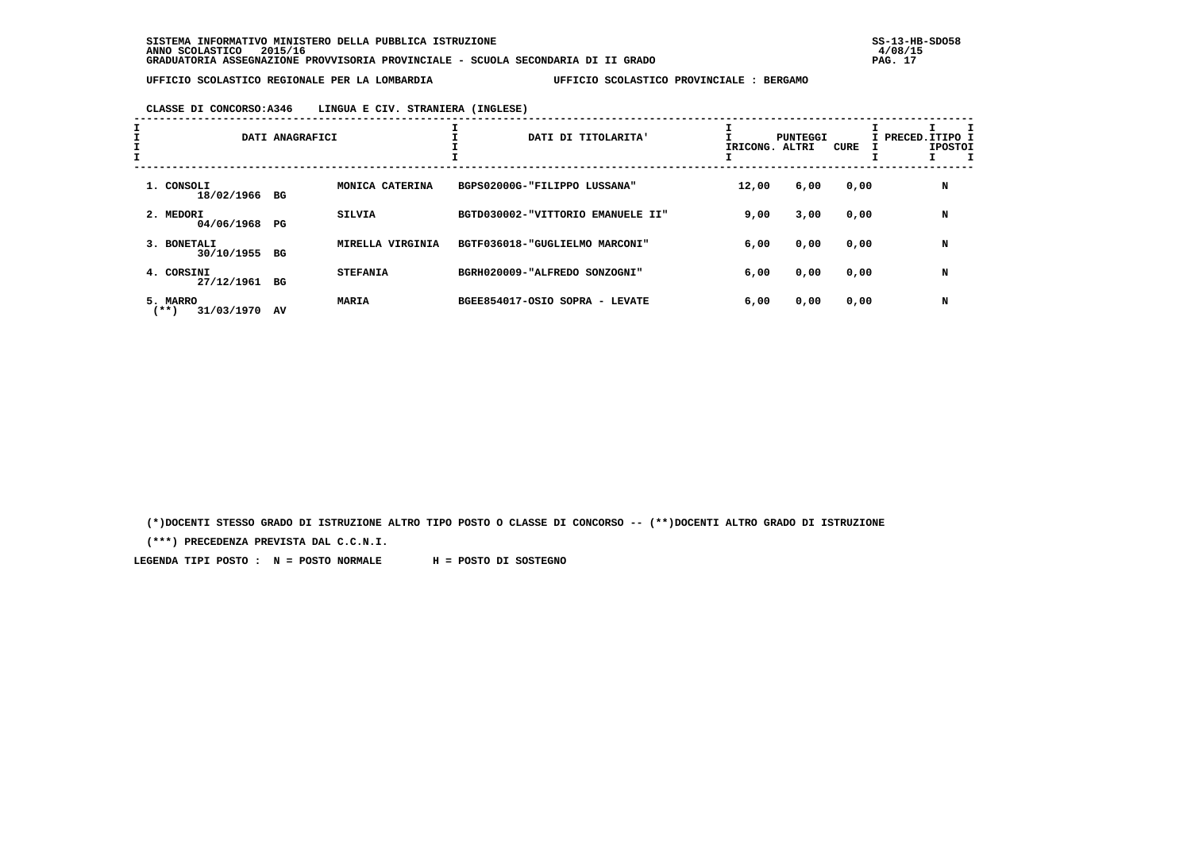SISTEMA INFORMATIVO MINISTERO DELLA PUBBLICA ISTRUZIONE
ANNO SCOLASTICO 2015/16
GRADUATORIA ASSEGNAZIONE PROVVISORIA PROVINCIALE - SCUOLA SECONDARIA DI II GRADO

UFFICIO SCOLASTICO REGIONALE PER LA LOMBARDIA — UFFICIO SCOLASTICO PROVINCIALE : BERGAMO

CLASSE DI CONCORSO:A346 LINGUA E CIV. STRANIERA (INGLESE)

| DATI ANAGRAFICI | | | DATI DI TITOLARITA' | PUNTEGGI RICONG. | PUNTEGGI ALTRI | PUNTEGGI CURE | PRECED. | TIPO POSTO |
|---|---|---|---|---|---|---|---|---|
| 1. CONSOLI 18/02/1966 | BG | MONICA CATERINA | BGPS02000G-"FILIPPO LUSSANA" | 12,00 | 6,00 | 0,00 | | N |
| 2. MEDORI 04/06/1968 | PG | SILVIA | BGTD030002-"VITTORIO EMANUELE II" | 9,00 | 3,00 | 0,00 | | N |
| 3. BONETALI 30/10/1955 | BG | MIRELLA VIRGINIA | BGTF036018-"GUGLIELMO MARCONI" | 6,00 | 0,00 | 0,00 | | N |
| 4. CORSINI 27/12/1961 | BG | STEFANIA | BGRH020009-"ALFREDO SONZOGNI" | 6,00 | 0,00 | 0,00 | | N |
| 5. MARRO (**) 31/03/1970 | AV | MARIA | BGEE854017-OSIO SOPRA - LEVATE | 6,00 | 0,00 | 0,00 | | N |

(*)DOCENTI STESSO GRADO DI ISTRUZIONE ALTRO TIPO POSTO O CLASSE DI CONCORSO -- (**)DOCENTI ALTRO GRADO DI ISTRUZIONE

(***) PRECEDENZA PREVISTA DAL C.C.N.I.

LEGENDA TIPI POSTO : N = POSTO NORMALE H = POSTO DI SOSTEGNO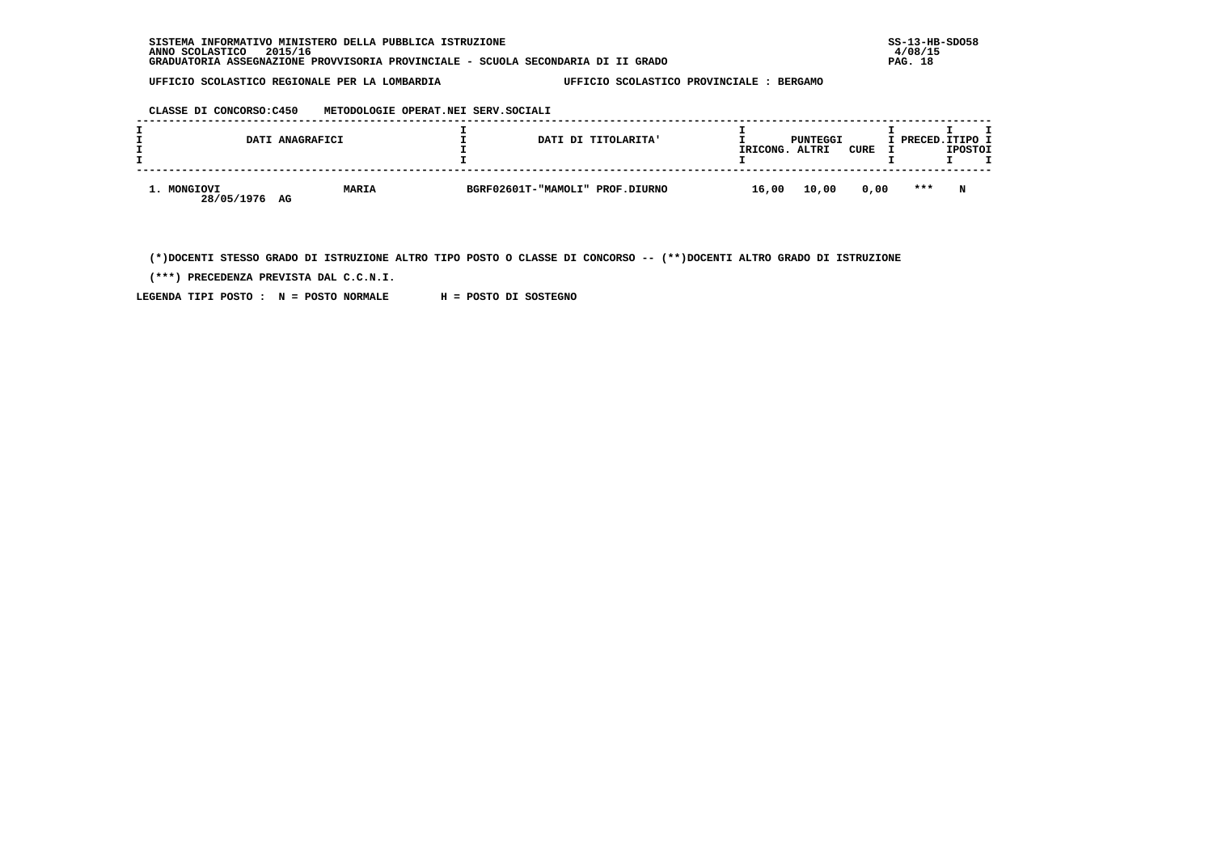SISTEMA INFORMATIVO MINISTERO DELLA PUBBLICA ISTRUZIONE
ANNO SCOLASTICO 2015/16
GRADUATORIA ASSEGNAZIONE PROVVISORIA PROVINCIALE - SCUOLA SECONDARIA DI II GRADO

SS-13-HB-SDO58
4/08/15

UFFICIO SCOLASTICO REGIONALE PER LA LOMBARDIA    UFFICIO SCOLASTICO PROVINCIALE : BERGAMO

CLASSE DI CONCORSO:C450    METODOLOGIE OPERAT.NEI SERV.SOCIALI

| DATI ANAGRAFICI | | DATI DI TITOLARITA' | PUNTEGGI RICONG. | PUNTEGGI ALTRI | PUNTEGGI CURE | PRECED. | TIPO POSTO |
|---|---|---|---|---|---|---|---|
| 1. MONGIOVI 28/05/1976 AG | MARIA | BGRF02601T-"MAMOLI" PROF.DIURNO | 16,00 | 10,00 | 0,00 | *** | N |

(*)DOCENTI STESSO GRADO DI ISTRUZIONE ALTRO TIPO POSTO O CLASSE DI CONCORSO -- (**)DOCENTI ALTRO GRADO DI ISTRUZIONE

(***) PRECEDENZA PREVISTA DAL C.C.N.I.

LEGENDA TIPI POSTO : N = POSTO NORMALE    H = POSTO DI SOSTEGNO